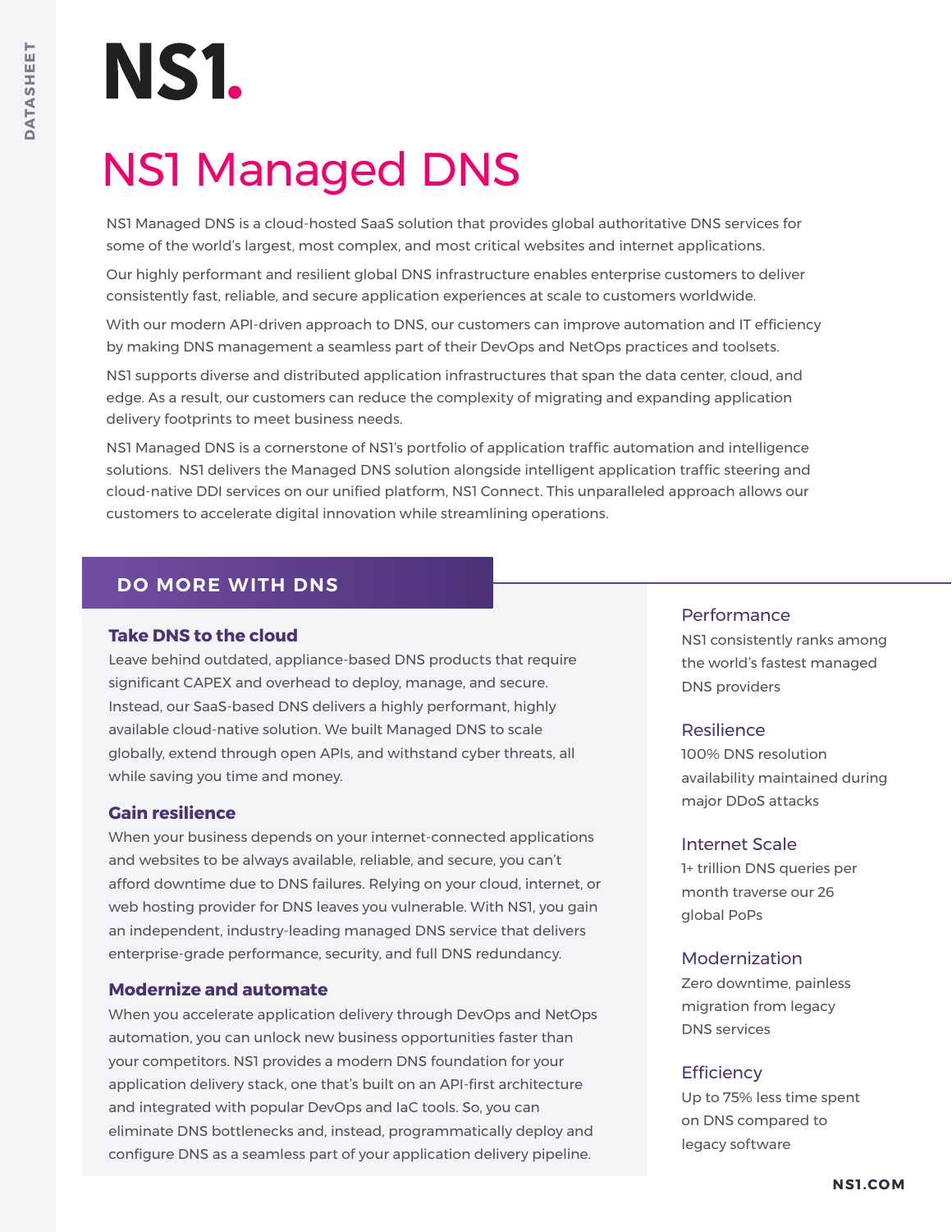# NS1 Managed DNS

NS1 Managed DNS is a cloud-hosted SaaS solution that provides global authoritative DNS services for some of the world's largest, most complex, and most critical websites and internet applications.

Our highly performant and resilient global DNS infrastructure enables enterprise customers to deliver consistently fast, reliable, and secure application experiences at scale to customers worldwide.

With our modern API-driven approach to DNS, our customers can improve automation and IT efficiency by making DNS management a seamless part of their DevOps and NetOps practices and toolsets.

NS1 supports diverse and distributed application infrastructures that span the data center, cloud, and edge. As a result, our customers can reduce the complexity of migrating and expanding application delivery footprints to meet business needs.

NS1 Managed DNS is a cornerstone of NS1's portfolio of application traffic automation and intelligence solutions. NS1 delivers the Managed DNS solution alongside intelligent application traffic steering and cloud-native DDI services on our unified platform, NS1 Connect. This unparalleled approach allows our customers to accelerate digital innovation while streamlining operations.

## DO MORE WITH DNS

### Take DNS to the cloud

Leave behind outdated, appliance-based DNS products that require significant CAPEX and overhead to deploy, manage, and secure. Instead, our SaaS-based DNS delivers a highly performant, highly available cloud-native solution. We built Managed DNS to scale globally, extend through open APIs, and withstand cyber threats, all while saving you time and money.

### Gain resilience

When your business depends on your internet-connected applications and websites to be always available, reliable, and secure, you can't afford downtime due to DNS failures. Relying on your cloud, internet, or web hosting provider for DNS leaves you vulnerable. With NS1, you gain an independent, industry-leading managed DNS service that delivers enterprise-grade performance, security, and full DNS redundancy.

### Modernize and automate

When you accelerate application delivery through DevOps and NetOps automation, you can unlock new business opportunities faster than your competitors. NS1 provides a modern DNS foundation for your application delivery stack, one that's built on an API-first architecture and integrated with popular DevOps and IaC tools. So, you can eliminate DNS bottlenecks and, instead, programmatically deploy and configure DNS as a seamless part of your application delivery pipeline.

### Performance

NS1 consistently ranks among the world's fastest managed DNS providers

### Resilience

100% DNS resolution availability maintained during major DDoS attacks

### Internet Scale

1+ trillion DNS queries per month traverse our 26 global PoPs

### Modernization

Zero downtime, painless migration from legacy DNS services

### Efficiency

Up to 75% less time spent on DNS compared to legacy software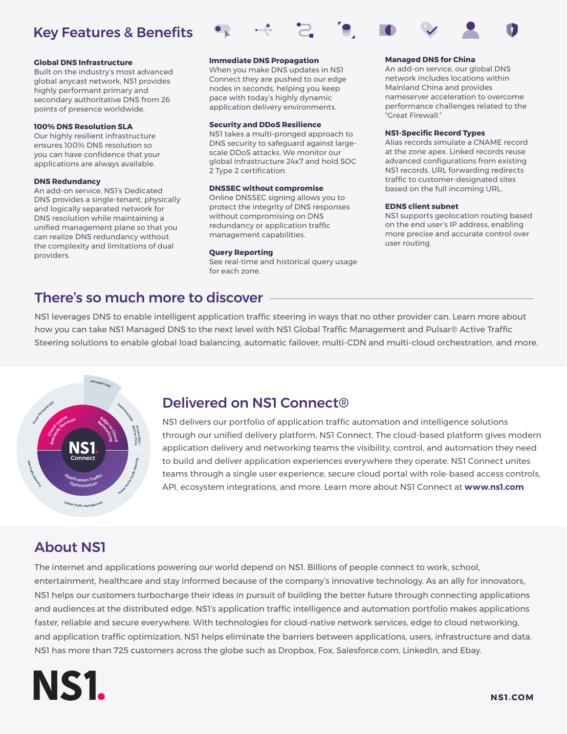## Key Features & Benefits

**Global DNS Infrastructure**
Built on the industry's most advanced global anycast network, NS1 provides highly performant primary and secondary authoritative DNS from 26 points of presence worldwide.

**100% DNS Resolution SLA**
Our highly resilient infrastructure ensures 100% DNS resolution so you can have confidence that your applications are always available.

**DNS Redundancy**
An add-on service, NS1's Dedicated DNS provides a single-tenant, physically and logically separated network for DNS resolution while maintaining a unified management plane so that you can realize DNS redundancy without the complexity and limitations of dual providers.

**Immediate DNS Propagation**
When you make DNS updates in NS1 Connect they are pushed to our edge nodes in seconds, helping you keep pace with today's highly dynamic application delivery environments.

**Security and DDoS Resilience**
NS1 takes a multi-pronged approach to DNS security to safeguard against large-scale DDoS attacks. We monitor our global infrastructure 24x7 and hold SOC 2 Type 2 certification.

**DNSSEC without compromise**
Online DNSSEC signing allows you to protect the integrity of DNS responses without compromising on DNS redundancy or application traffic management capabilities.

**Query Reporting**
See real-time and historical query usage for each zone.

**Managed DNS for China**
An add-on service, our global DNS network includes locations within Mainland China and provides nameserver acceleration to overcome performance challenges related to the "Great Firewall."

**NS1-Specific Record Types**
Alias records simulate a CNAME record at the zone apex. Linked records reuse advanced configurations from existing NS1 records. URL forwarding redirects traffic to customer-designated sites based on the full incoming URL.

**EDNS client subnet**
NS1 supports geolocation routing based on the end user's IP address, enabling more precise and accurate control over user routing.

## There's so much more to discover

NS1 leverages DNS to enable intelligent application traffic steering in ways that no other provider can. Learn more about how you can take NS1 Managed DNS to the next level with NS1 Global Traffic Management and Pulsar® Active Traffic Steering solutions to enable global load balancing, automatic failover, multi-CDN and multi-cloud orchestration, and more.

## Delivered on NS1 Connect®

NS1 delivers our portfolio of application traffic automation and intelligence solutions through our unified delivery platform, NS1 Connect. The cloud-based platform gives modern application delivery and networking teams the visibility, control, and automation they need to build and deliver application experiences everywhere they operate. NS1 Connect unites teams through a single user experience, secure cloud portal with role-based access controls, API, ecosystem integrations, and more. Learn more about NS1 Connect at **www.ns1.com**

## About NS1

The internet and applications powering our world depend on NS1. Billions of people connect to work, school, entertainment, healthcare and stay informed because of the company's innovative technology. As an ally for innovators, NS1 helps our customers turbocharge their ideas in pursuit of building the better future through connecting applications and audiences at the distributed edge. NS1's application traffic intelligence and automation portfolio makes applications faster, reliable and secure everywhere. With technologies for cloud-native network services, edge to cloud networking, and application traffic optimization, NS1 helps eliminate the barriers between applications, users, infrastructure and data. NS1 has more than 725 customers across the globe such as Dropbox, Fox, Salesforce.com, LinkedIn, and Ebay.

NS1.

NS1.COM